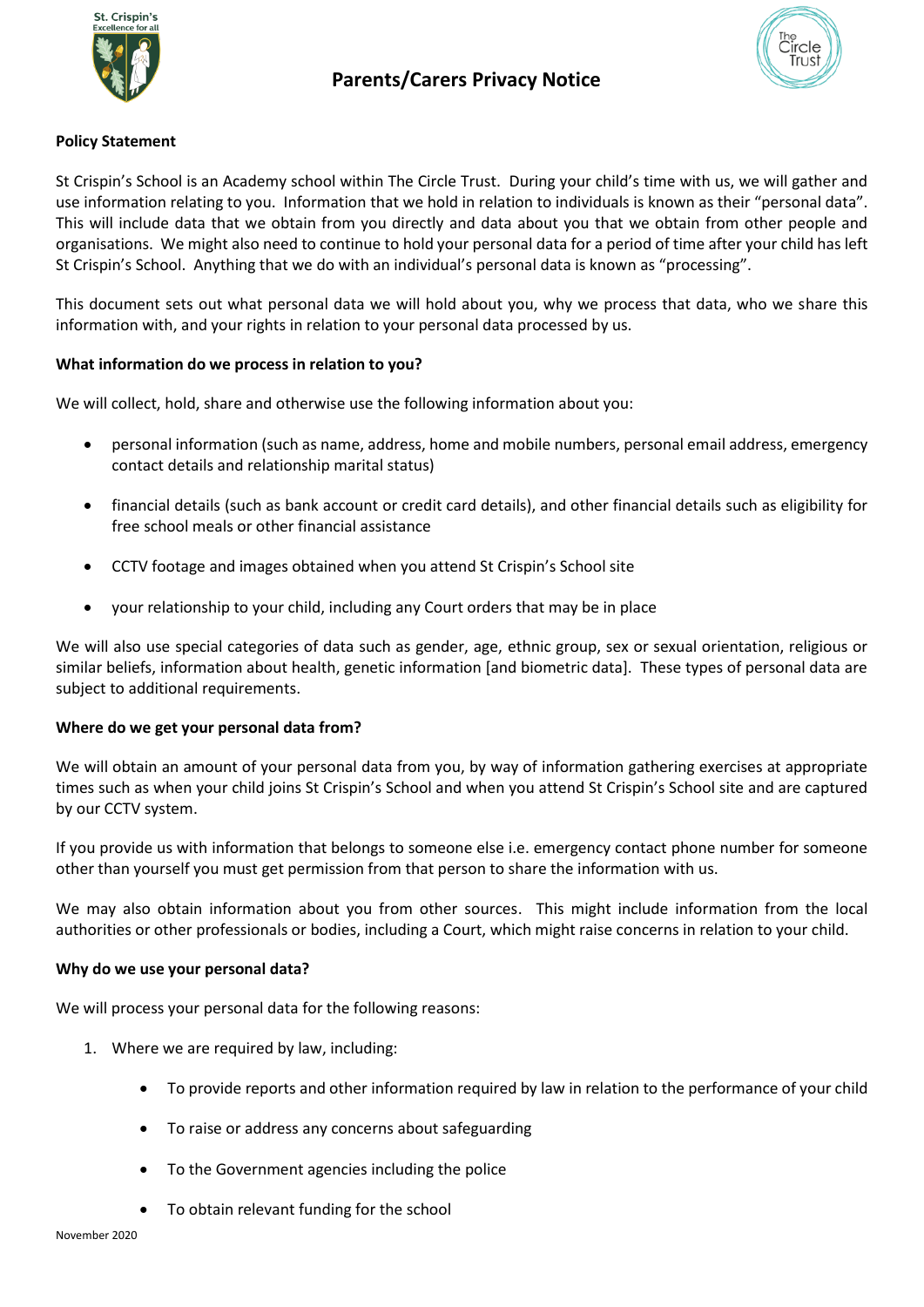# Parents/Carers Privacy Notice

**Policy Statement**

St Crispin's School is an Academy school within The Circle Trust. During your child's time with us, we will gather and use information relating to you. Information that we hold in relation to individuals is known as their "personal data". This will include data that we obtain from you directly and data about you that we obtain from other people and organisations. We might also need to continue to hold your personal data for a period of time after your child has left St Crispin's School. Anything that we do with an individual's personal data is known as "processing".

This document sets out what personal data we will hold about you, why we process that data, who we share this information with, and your rights in relation to your personal data processed by us.

**What information do we process in relation to you?**

We will collect, hold, share and otherwise use the following information about you:

- personal information (such as name, address, home and mobile numbers, personal email address, emergency contact details and relationship marital status)
- financial details (such as bank account or credit card details), and other financial details such as eligibility for free school meals or other financial assistance
- CCTV footage and images obtained when you attend St Crispin's School site
- your relationship to your child, including any Court orders that may be in place

We will also use special categories of data such as gender, age, ethnic group, sex or sexual orientation, religious or similar beliefs, information about health, genetic information [and biometric data]. These types of personal data are subject to additional requirements.

**Where do we get your personal data from?**

We will obtain an amount of your personal data from you, by way of information gathering exercises at appropriate times such as when your child joins St Crispin's School and when you attend St Crispin's School site and are captured by our CCTV system.

If you provide us with information that belongs to someone else i.e. emergency contact phone number for someone other than yourself you must get permission from that person to share the information with us.

We may also obtain information about you from other sources. This might include information from the local authorities or other professionals or bodies, including a Court, which might raise concerns in relation to your child.

**Why do we use your personal data?**

We will process your personal data for the following reasons:

1. Where we are required by law, including:
   - To provide reports and other information required by law in relation to the performance of your child
   - To raise or address any concerns about safeguarding
   - To the Government agencies including the police
   - To obtain relevant funding for the school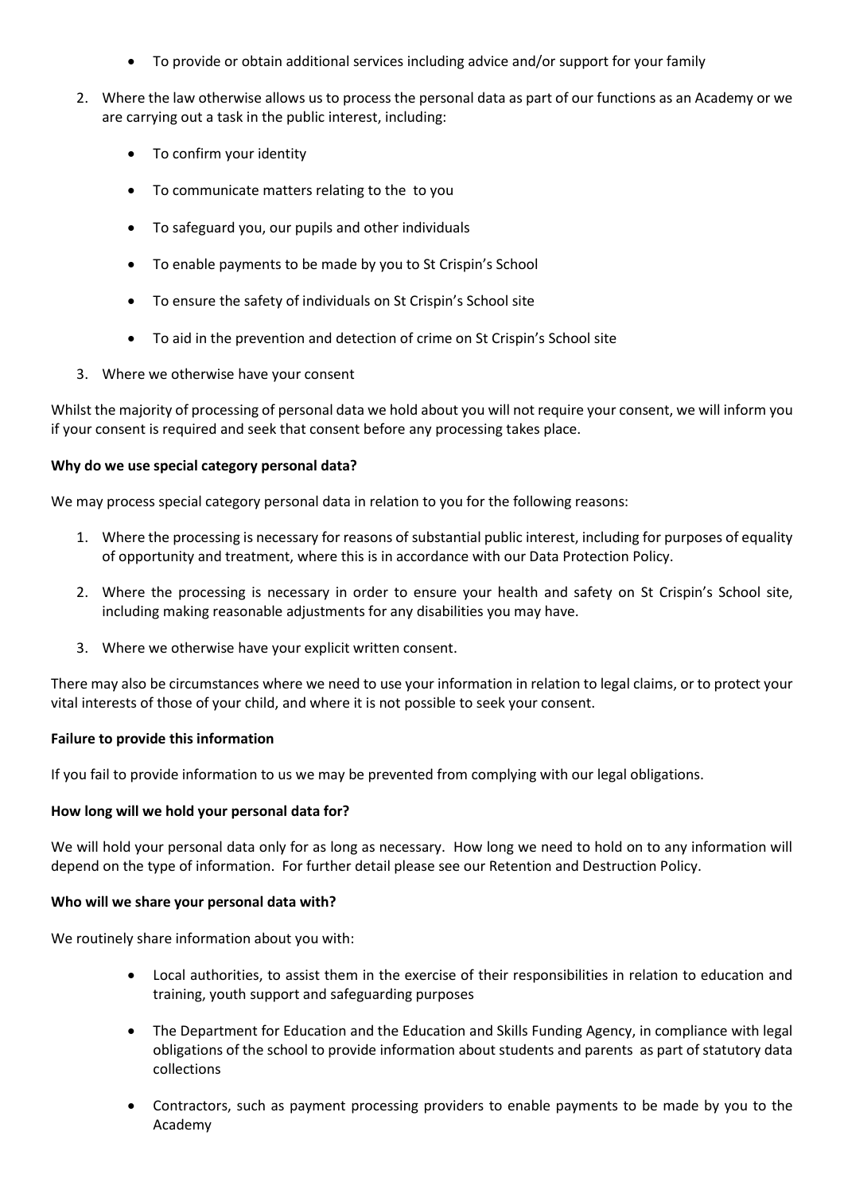- To provide or obtain additional services including advice and/or support for your family

2. Where the law otherwise allows us to process the personal data as part of our functions as an Academy or we are carrying out a task in the public interest, including:

   - To confirm your identity
   - To communicate matters relating to the  to you
   - To safeguard you, our pupils and other individuals
   - To enable payments to be made by you to St Crispin's School
   - To ensure the safety of individuals on St Crispin's School site
   - To aid in the prevention and detection of crime on St Crispin's School site

3. Where we otherwise have your consent

Whilst the majority of processing of personal data we hold about you will not require your consent, we will inform you if your consent is required and seek that consent before any processing takes place.

**Why do we use special category personal data?**

We may process special category personal data in relation to you for the following reasons:

1. Where the processing is necessary for reasons of substantial public interest, including for purposes of equality of opportunity and treatment, where this is in accordance with our Data Protection Policy.
2. Where the processing is necessary in order to ensure your health and safety on St Crispin's School site, including making reasonable adjustments for any disabilities you may have.
3. Where we otherwise have your explicit written consent.

There may also be circumstances where we need to use your information in relation to legal claims, or to protect your vital interests of those of your child, and where it is not possible to seek your consent.

**Failure to provide this information**

If you fail to provide information to us we may be prevented from complying with our legal obligations.

**How long will we hold your personal data for?**

We will hold your personal data only for as long as necessary. How long we need to hold on to any information will depend on the type of information. For further detail please see our Retention and Destruction Policy.

**Who will we share your personal data with?**

We routinely share information about you with:

- Local authorities, to assist them in the exercise of their responsibilities in relation to education and training, youth support and safeguarding purposes
- The Department for Education and the Education and Skills Funding Agency, in compliance with legal obligations of the school to provide information about students and parents  as part of statutory data collections
- Contractors, such as payment processing providers to enable payments to be made by you to the Academy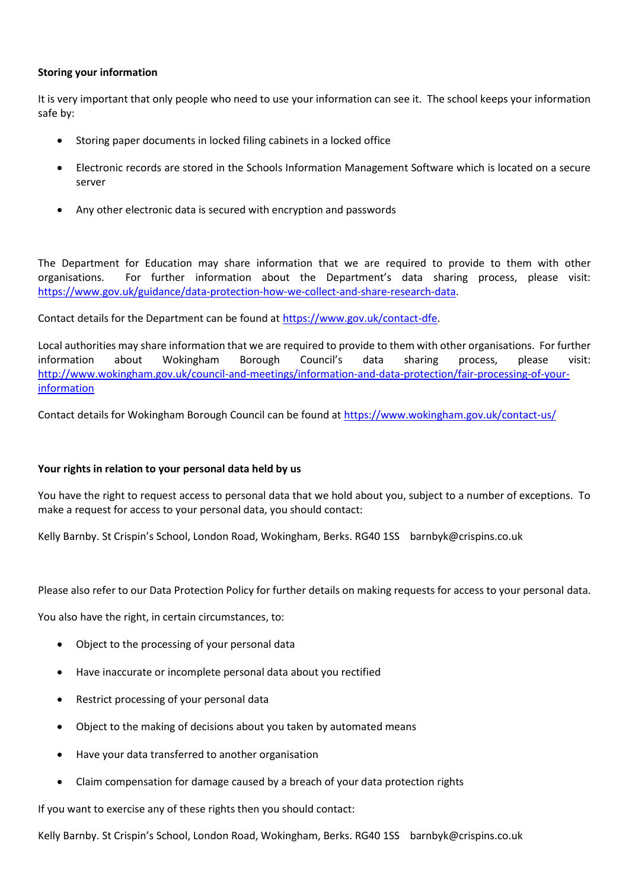**Storing your information**

It is very important that only people who need to use your information can see it. The school keeps your information safe by:

- Storing paper documents in locked filing cabinets in a locked office
- Electronic records are stored in the Schools Information Management Software which is located on a secure server
- Any other electronic data is secured with encryption and passwords

The Department for Education may share information that we are required to provide to them with other organisations. For further information about the Department's data sharing process, please visit: https://www.gov.uk/guidance/data-protection-how-we-collect-and-share-research-data.

Contact details for the Department can be found at https://www.gov.uk/contact-dfe.

Local authorities may share information that we are required to provide to them with other organisations. For further information about Wokingham Borough Council's data sharing process, please visit: http://www.wokingham.gov.uk/council-and-meetings/information-and-data-protection/fair-processing-of-your-information

Contact details for Wokingham Borough Council can be found at https://www.wokingham.gov.uk/contact-us/

**Your rights in relation to your personal data held by us**

You have the right to request access to personal data that we hold about you, subject to a number of exceptions. To make a request for access to your personal data, you should contact:

Kelly Barnby. St Crispin's School, London Road, Wokingham, Berks. RG40 1SS barnbyk@crispins.co.uk

Please also refer to our Data Protection Policy for further details on making requests for access to your personal data.

You also have the right, in certain circumstances, to:

- Object to the processing of your personal data
- Have inaccurate or incomplete personal data about you rectified
- Restrict processing of your personal data
- Object to the making of decisions about you taken by automated means
- Have your data transferred to another organisation
- Claim compensation for damage caused by a breach of your data protection rights

If you want to exercise any of these rights then you should contact:

Kelly Barnby. St Crispin's School, London Road, Wokingham, Berks. RG40 1SS barnbyk@crispins.co.uk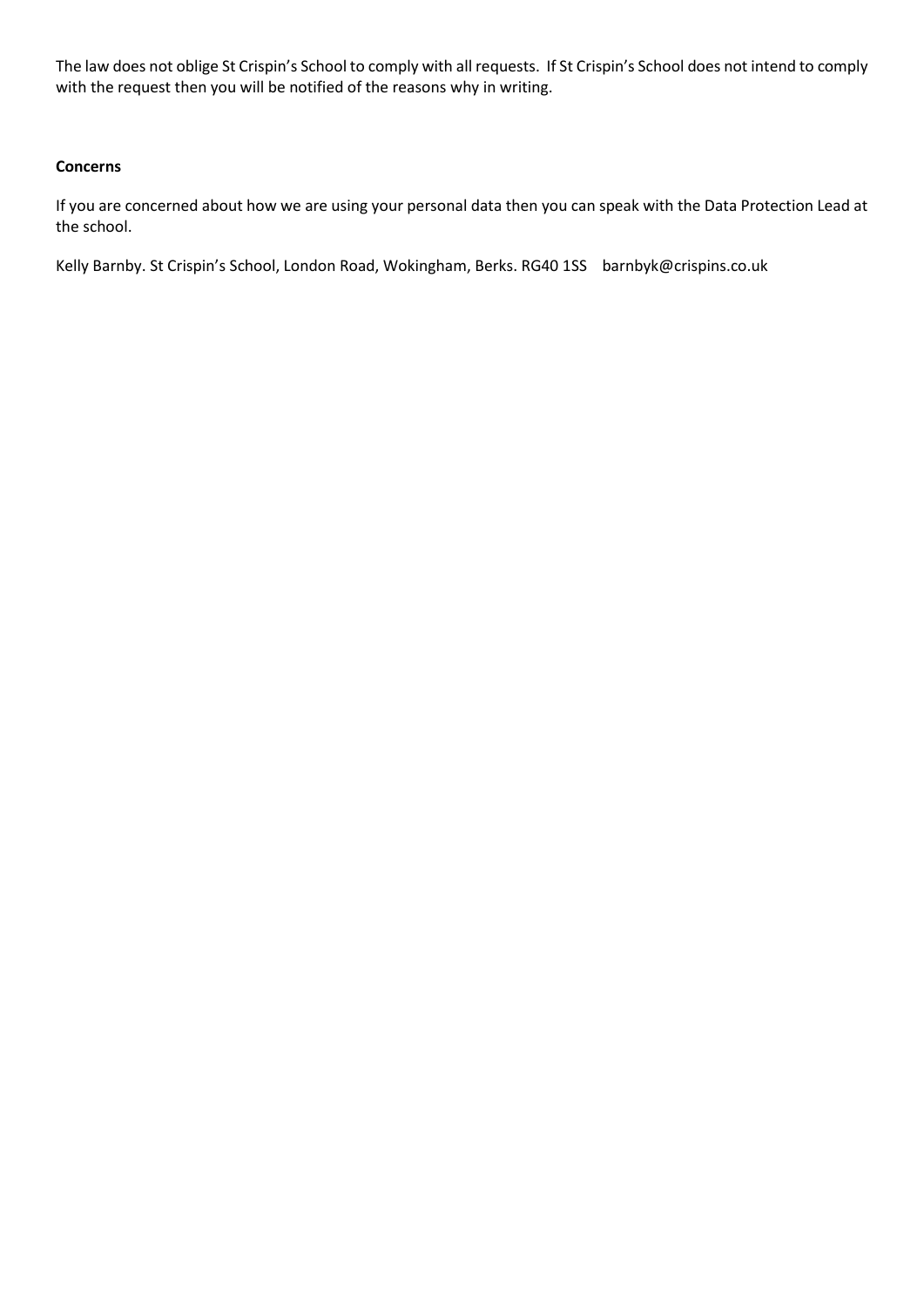The law does not oblige St Crispin's School to comply with all requests. If St Crispin's School does not intend to comply with the request then you will be notified of the reasons why in writing.

**Concerns**

If you are concerned about how we are using your personal data then you can speak with the Data Protection Lead at the school.

Kelly Barnby. St Crispin's School, London Road, Wokingham, Berks. RG40 1SS barnbyk@crispins.co.uk